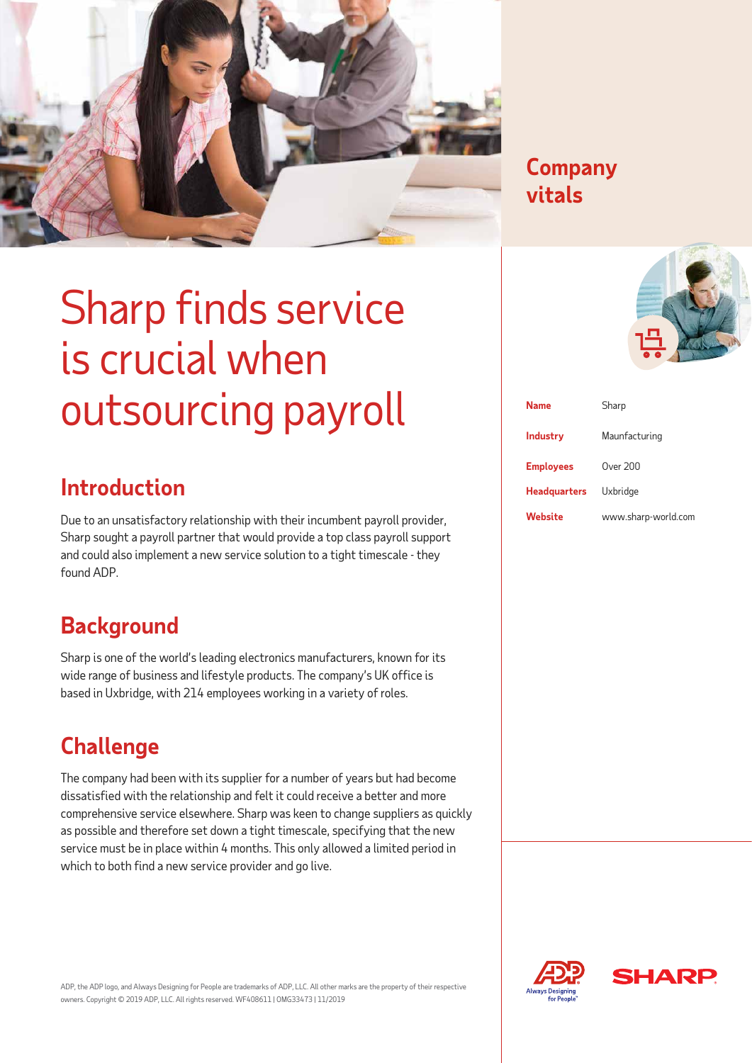# Sharp finds service is crucial when outsourcing payroll

## Introduction

Due to an unsatisfactory relationship with their incumbent payroll provider, Sharp sought a payroll partner that would provide a top class payroll support and could also implement a new service solution to a tight timescale - they found ADP.

## Background

Sharp is one of the world's leading electronics manufacturers, known for its wide range of business and lifestyle products. The company's UK office is based in Uxbridge, with 214 employees working in a variety of roles.

## Challenge

The company had been with its supplier for a number of years but had become dissatisfied with the relationship and felt it could receive a better and more comprehensive service elsewhere. Sharp was keen to change suppliers as quickly as possible and therefore set down a tight timescale, specifying that the new service must be in place within 4 months. This only allowed a limited period in which to both find a new service provider and go live.

## Company vitals

| | |
|---|---|
| **Name** | Sharp |
| **Industry** | Maunfacturing |
| **Employees** | Over 200 |
| **Headquarters** | Uxbridge |
| **Website** | www.sharp-world.com |

ADP, the ADP logo, and Always Designing for People are trademarks of ADP, LLC. All other marks are the property of their respective owners. Copyright © 2019 ADP, LLC. All rights reserved. WF408611 | OMG33473 | 11/2019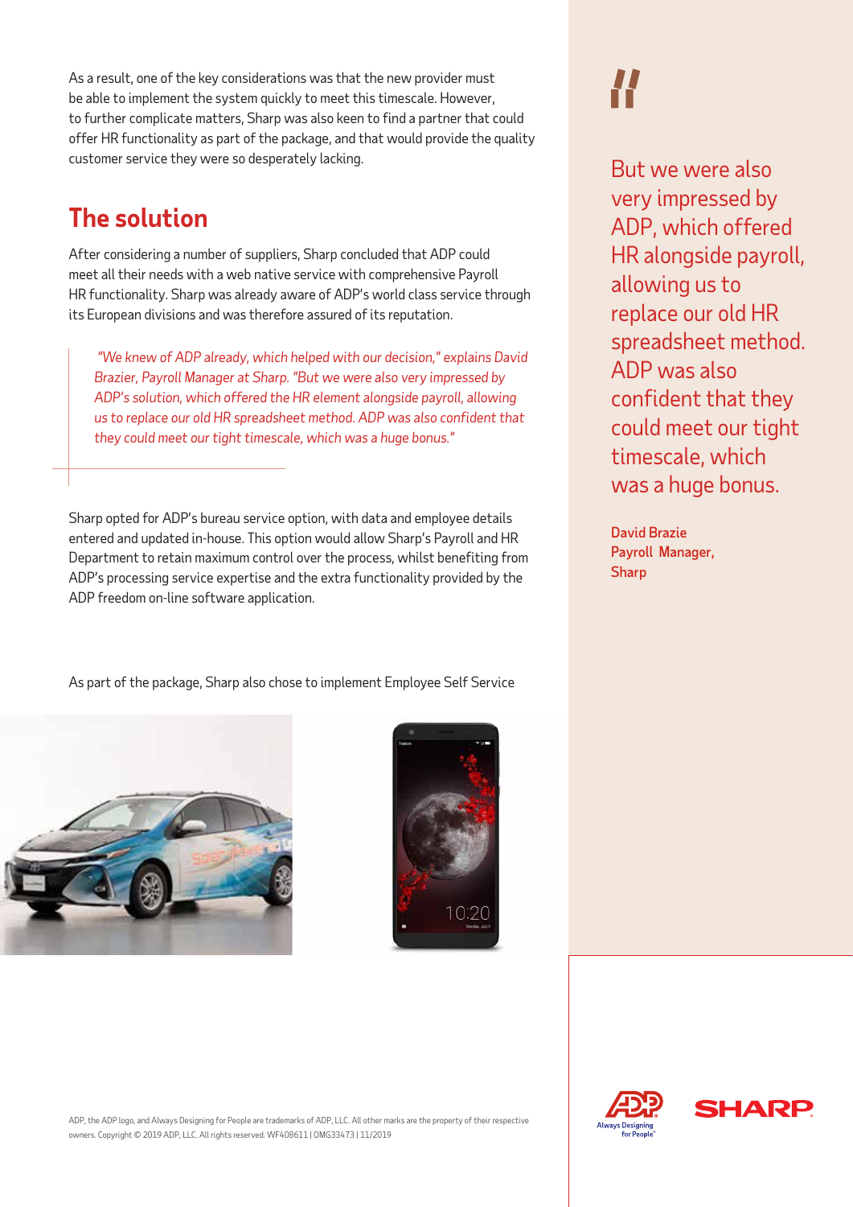As a result, one of the key considerations was that the new provider must be able to implement the system quickly to meet this timescale. However, to further complicate matters, Sharp was also keen to find a partner that could offer HR functionality as part of the package, and that would provide the quality customer service they were so desperately lacking.

## The solution

After considering a number of suppliers, Sharp concluded that ADP could meet all their needs with a web native service with comprehensive Payroll HR functionality. Sharp was already aware of ADP's world class service through its European divisions and was therefore assured of its reputation.

> *"We knew of ADP already, which helped with our decision," explains David Brazier, Payroll Manager at Sharp. "But we were also very impressed by ADP's solution, which offered the HR element alongside payroll, allowing us to replace our old HR spreadsheet method. ADP was also confident that they could meet our tight timescale, which was a huge bonus."*

Sharp opted for ADP's bureau service option, with data and employee details entered and updated in-house. This option would allow Sharp's Payroll and HR Department to retain maximum control over the process, whilst benefiting from ADP's processing service expertise and the extra functionality provided by the ADP freedom on-line software application.

As part of the package, Sharp also chose to implement Employee Self Service

> "But we were also very impressed by ADP, which offered HR alongside payroll, allowing us to replace our old HR spreadsheet method. ADP was also confident that they could meet our tight timescale, which was a huge bonus.
>
> **David Brazie**
> **Payroll Manager,**
> **Sharp**

ADP, the ADP logo, and Always Designing for People are trademarks of ADP, LLC. All other marks are the property of their respective owners. Copyright © 2019 ADP, LLC. All rights reserved. WF408611 | OMG33473 | 11/2019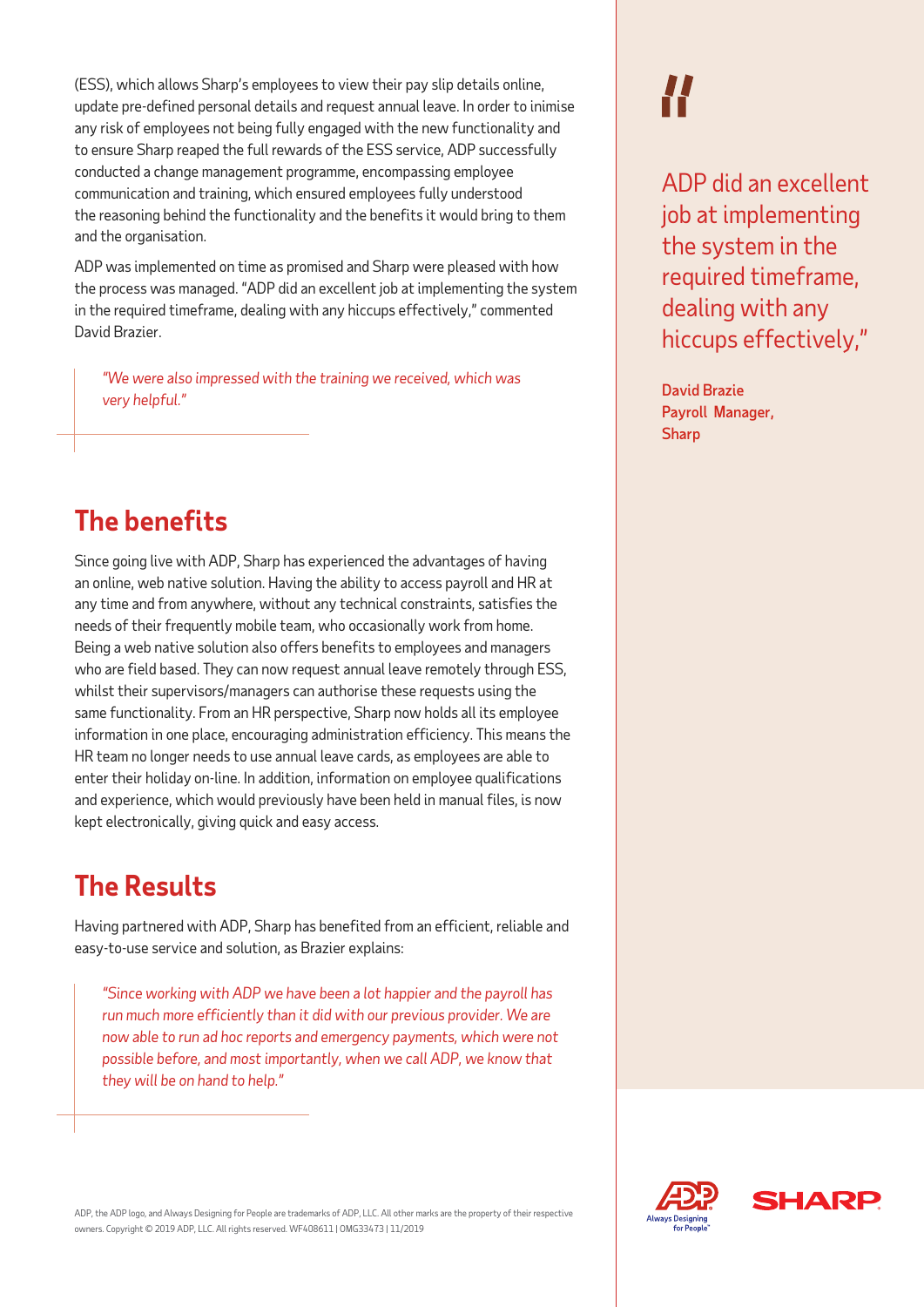(ESS), which allows Sharp's employees to view their pay slip details online, update pre-defined personal details and request annual leave. In order to inimise any risk of employees not being fully engaged with the new functionality and to ensure Sharp reaped the full rewards of the ESS service, ADP successfully conducted a change management programme, encompassing employee communication and training, which ensured employees fully understood the reasoning behind the functionality and the benefits it would bring to them and the organisation.

ADP was implemented on time as promised and Sharp were pleased with how the process was managed. "ADP did an excellent job at implementing the system in the required timeframe, dealing with any hiccups effectively," commented David Brazier.

> *"We were also impressed with the training we received, which was very helpful."*

## The benefits

Since going live with ADP, Sharp has experienced the advantages of having an online, web native solution. Having the ability to access payroll and HR at any time and from anywhere, without any technical constraints, satisfies the needs of their frequently mobile team, who occasionally work from home. Being a web native solution also offers benefits to employees and managers who are field based. They can now request annual leave remotely through ESS, whilst their supervisors/managers can authorise these requests using the same functionality. From an HR perspective, Sharp now holds all its employee information in one place, encouraging administration efficiency. This means the HR team no longer needs to use annual leave cards, as employees are able to enter their holiday on-line. In addition, information on employee qualifications and experience, which would previously have been held in manual files, is now kept electronically, giving quick and easy access.

## The Results

Having partnered with ADP, Sharp has benefited from an efficient, reliable and easy-to-use service and solution, as Brazier explains:

> *"Since working with ADP we have been a lot happier and the payroll has run much more efficiently than it did with our previous provider. We are now able to run ad hoc reports and emergency payments, which were not possible before, and most importantly, when we call ADP, we know that they will be on hand to help."*

> "ADP did an excellent job at implementing the system in the required timeframe, dealing with any hiccups effectively,"
>
> **David Brazie**
> **Payroll Manager,**
> **Sharp**

ADP, the ADP logo, and Always Designing for People are trademarks of ADP, LLC. All other marks are the property of their respective owners. Copyright © 2019 ADP, LLC. All rights reserved. WF408611 | OMG33473 | 11/2019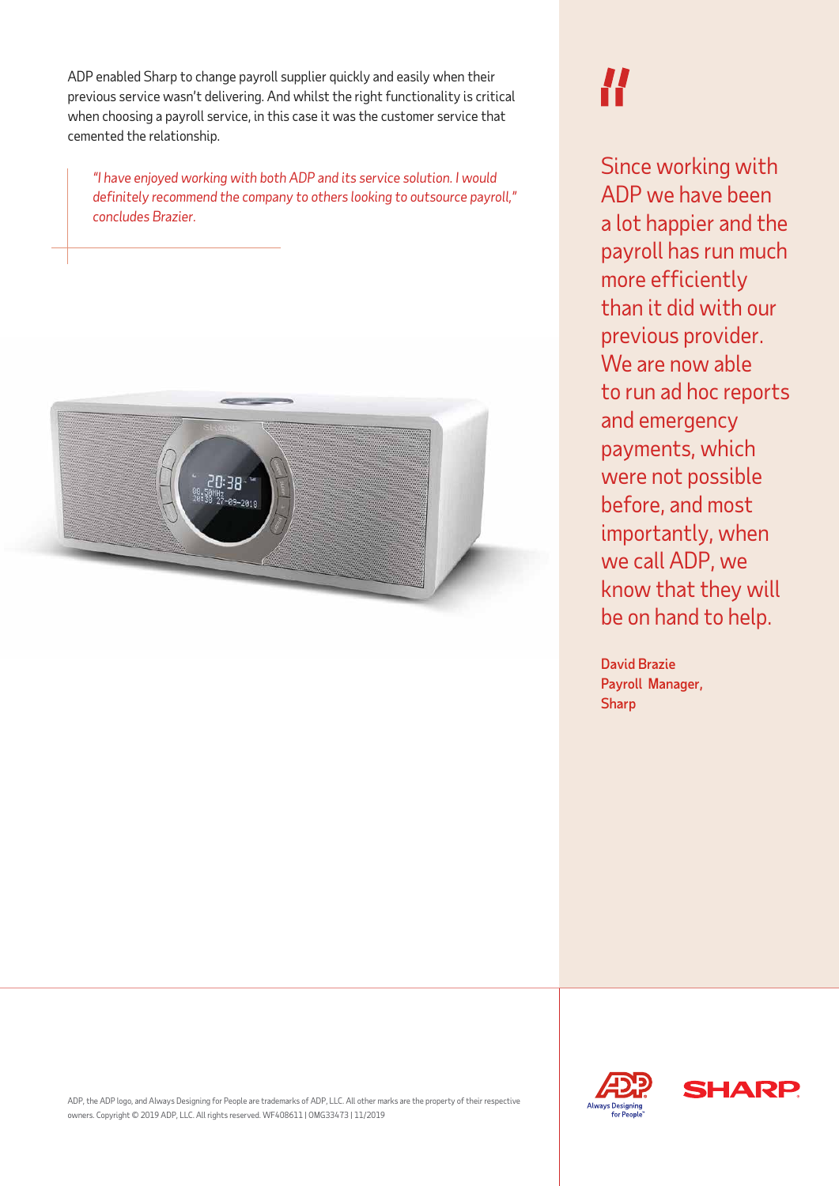ADP enabled Sharp to change payroll supplier quickly and easily when their previous service wasn't delivering. And whilst the right functionality is critical when choosing a payroll service, in this case it was the customer service that cemented the relationship.

> *"I have enjoyed working with both ADP and its service solution. I would definitely recommend the company to others looking to outsource payroll," concludes Brazier.*

"

Since working with ADP we have been a lot happier and the payroll has run much more efficiently than it did with our previous provider. We are now able to run ad hoc reports and emergency payments, which were not possible before, and most importantly, when we call ADP, we know that they will be on hand to help.

David Brazie
Payroll Manager,
Sharp

ADP, the ADP logo, and Always Designing for People are trademarks of ADP, LLC. All other marks are the property of their respective owners. Copyright © 2019 ADP, LLC. All rights reserved. WF408611 | OMG33473 | 11/2019